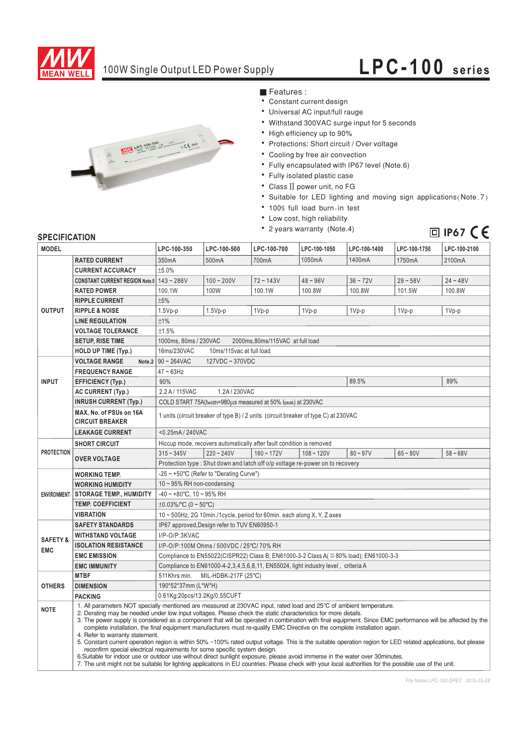# 100W Single Output LED Power Supply

# LPC-100 series

■ Features :

- Constant current design
- Universal AC input/full rauge
- Withstand 300VAC surge input for 5 seconds
- High efficiency up to 90%
- Protections: Short circuit / Over voltage
- Cooling by free air convection
- Fully encapsulated with IP67 level (Note.6)
- Fully isolated plastic case
- Class Ⅱ power unit, no FG
- Suitable for LED lighting and moving sign applications (Note.7)
- 100% full load burn-in test
- Low cost, high reliability
- 2 years warranty (Note.4)

IP67 CE

## SPECIFICATION

| MODEL | | LPC-100-350 | LPC-100-500 | LPC-100-700 | LPC-100-1050 | LPC-100-1400 | LPC-100-1750 | LPC-100-2100 |
|---|---|---|---|---|---|---|---|---|
| OUTPUT | RATED CURRENT | 350mA | 500mA | 700mA | 1050mA | 1400mA | 1750mA | 2100mA |
| | CURRENT ACCURACY | ±5.0% | | | | | | |
| | CONSTANT CURRENT REGION Note.5 | 143 ~ 286V | 100 ~ 200V | 72 ~ 143V | 48 ~ 96V | 36 ~ 72V | 29 ~ 58V | 24 ~ 48V |
| | RATED POWER | 100.1W | 100W | 100.1W | 100.8W | 100.8W | 101.5W | 100.8W |
| | RIPPLE CURRENT | ±5% | | | | | | |
| | RIPPLE & NOISE | 1.5Vp-p | 1.5Vp-p | 1Vp-p | 1Vp-p | 1Vp-p | 1Vp-p | 1Vp-p |
| | LINE REGULATION | ±1% | | | | | | |
| | VOLTAGE TOLERANCE | ±1.5% | | | | | | |
| | SETUP, RISE TIME | 1000ms, 80ms / 230VAC 2000ms,80ms/115VAC at full load | | | | | | |
| | HOLD UP TIME (Typ.) | 16ms/230VAC 10ms/115vac at full load | | | | | | |
| INPUT | VOLTAGE RANGE Note.2 | 90 ~ 264VAC 127VDC ~ 370VDC | | | | | | |
| | FREQUENCY RANGE | 47 ~ 63Hz | | | | | | |
| | EFFICIENCY (Typ.) | 90% | | | | 89.5% | | 89% |
| | AC CURRENT (Typ.) | 2.2 A / 115VAC 1.2A / 230VAC | | | | | | |
| | INRUSH CURRENT (Typ.) | COLD START 75A(twidth=980μs measured at 50% Ipeak) at 230VAC | | | | | | |
| | MAX. No. of PSUs on 16A CIRCUIT BREAKER | 1 units (circuit breaker of type B) / 2 units (circuit breaker of type C) at 230VAC | | | | | | |
| | LEAKAGE CURRENT | <0.25mA / 240VAC | | | | | | |
| PROTECTION | SHORT CIRCUIT | Hiccup mode, recovers automatically after fault condition is removed | | | | | | |
| | OVER VOLTAGE | 315 ~ 345V | 220 ~ 240V | 160 ~ 172V | 108 ~ 120V | 80 ~ 97V | 65 ~ 80V | 58 ~ 68V |
| | | Protection type : Shut down and latch off o/p voltage re-power on to recovery | | | | | | |
| ENVIRONMENT | WORKING TEMP. | -25 ~ +50°C (Refer to "Derating Curve") | | | | | | |
| | WORKING HUMIDITY | 10 ~ 95% RH non-condensing | | | | | | |
| | STORAGE TEMP., HUMIDITY | -40 ~ +80°C, 10 ~ 95% RH | | | | | | |
| | TEMP. COEFFICIENT | ±0.03%/°C (0 ~ 50°C) | | | | | | |
| | VIBRATION | 10 ~ 500Hz, 2G 10min./1cycle, period for 60min. each along X, Y, Z axes | | | | | | |
| SAFETY & EMC | SAFETY STANDARDS | IP67 approved,Design refer to TUV EN60950-1 | | | | | | |
| | WITHSTAND VOLTAGE | I/P-O/P:3KVAC | | | | | | |
| | ISOLATION RESISTANCE | I/P-O/P:100M Ohms / 500VDC / 25°C/ 70% RH | | | | | | |
| | EMC EMISSION | Compliance to EN55022(CISPR22) Class B; EN61000-3-2 Class A(≦80% load); EN61000-3-3 | | | | | | |
| | EMC IMMUNITY | Compliance to EN61000-4-2,3,4,5,6,8,11, EN55024, light industry level , criteria A | | | | | | |
| OTHERS | MTBF | 511Khrs min. MIL-HDBK-217F (25°C) | | | | | | |
| | DIMENSION | 190*52*37mm (L*W*H) | | | | | | |
| | PACKING | 0.61Kg;20pcs/13.2Kg/0.55CUFT | | | | | | |

**NOTE**

1. All parameters NOT specially mentioned are measured at 230VAC input, rated load and 25°C of ambient temperature.
2. Derating may be needed under low input voltages. Please check the static characteristics for more details.
3. The power supply is considered as a component that will be operated in combination with final equipment. Since EMC performance will be affected by the complete installation, the final equipment manufacturers must re-qualify EMC Directive on the complete installation again.
4. Refer to warranty statement.
5. Constant current operation region is within 50% ~100% rated output voltage. This is the suitable operation region for LED related applications, but please reconfirm special electrical requirements for some specific system design.
6. Suitable for indoor use or outdoor use without direct sunlight exposure, please avoid immerse in the water over 30minutes.
7. The unit might not be suitable for lighting applications in EU countries. Please check with your local authorities for the possible use of the unit.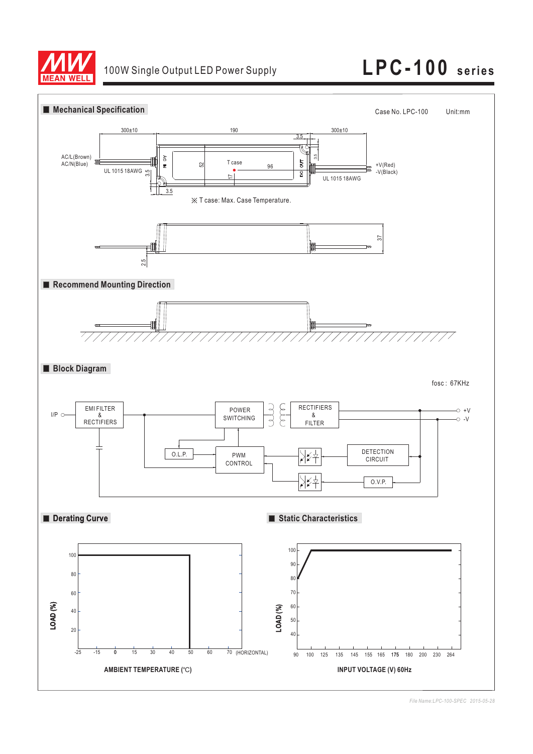## Mechanical Specification

Case No. LPC-100 Unit:mm

300±10 190 300±10

3.5

AC/L(Brown)
AC/N(Blue)

UL 1015 18AWG

3.5

52

T case

96

17

3.5

+V(Red)
-V(Black)

UL 1015 18AWG

3.5

※ T case: Max. Case Temperature.

37

2.5

## Recommend Mounting Direction

## Block Diagram

fosc : 67KHz

I/P

EMI FILTER & RECTIFIERS

POWER SWITCHING

RECTIFIERS & FILTER

+V

-V

O.L.P.

PWM CONTROL

DETECTION CIRCUIT

O.V.P.

## Derating Curve

LOAD (%): 100, 80, 60, 40, 20

AMBIENT TEMPERATURE (℃): -25, -15, 0, 15, 30, 40, 50, 60, 70 (HORIZONTAL)

## Static Characteristics

LOAD (%): 100, 90, 80, 70, 60, 50, 40

INPUT VOLTAGE (V) 60Hz: 90, 100, 125, 135, 145, 155, 165, 175, 180, 200, 230, 264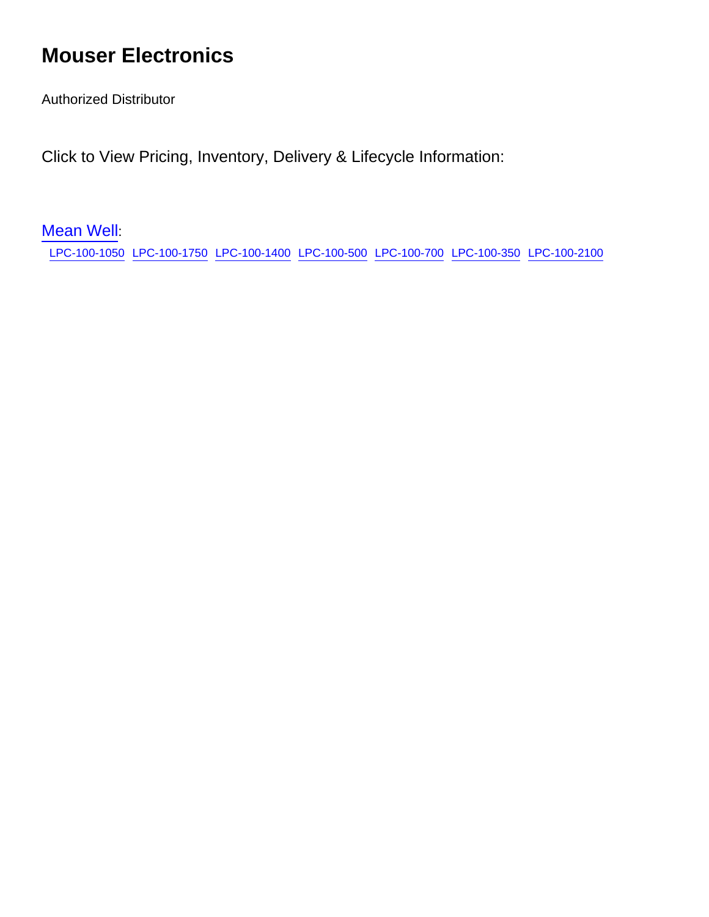# Mouser Electronics

Authorized Distributor

Click to View Pricing, Inventory, Delivery & Lifecycle Information:

Mean Well:

LPC-100-1050 LPC-100-1750 LPC-100-1400 LPC-100-500 LPC-100-700 LPC-100-350 LPC-100-2100